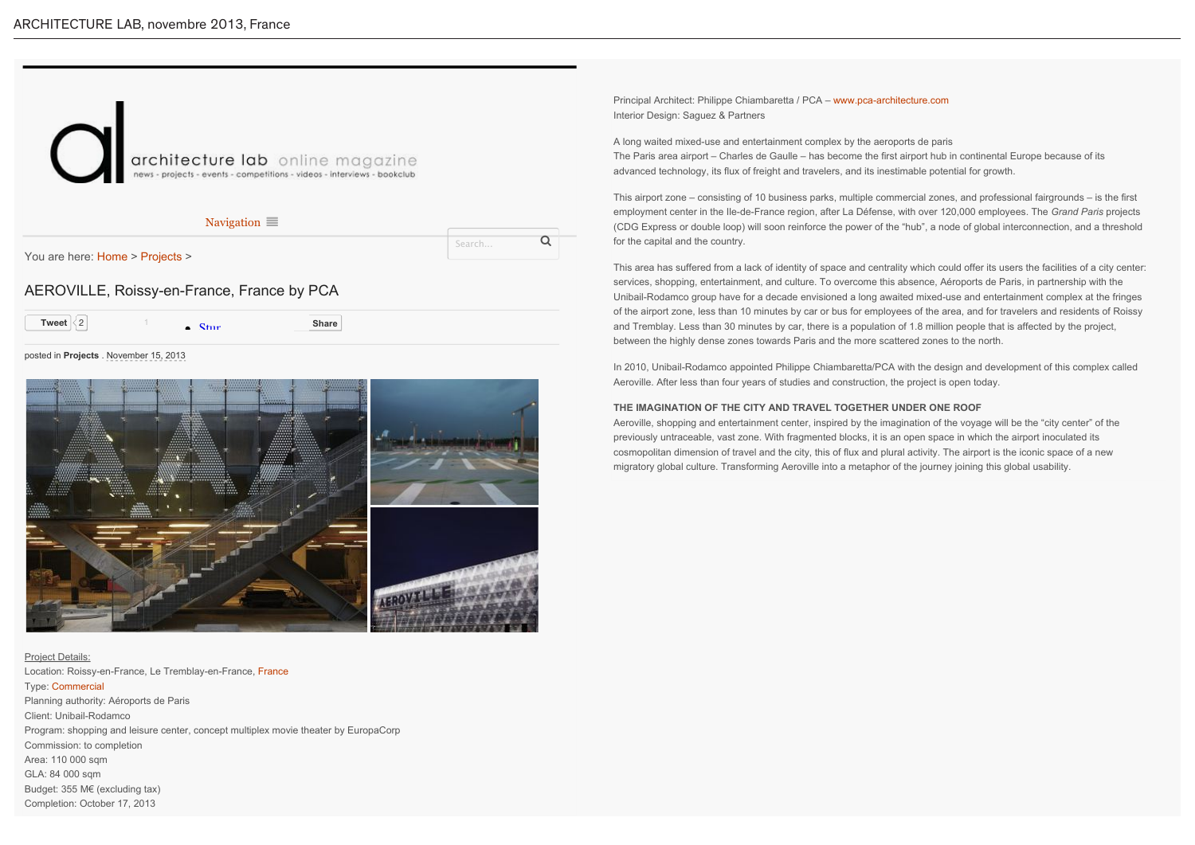ARCHITECTURE LAB, novembre 2013, France

architecture lab online magazine
news - projects - events - competitions - videos - interviews - bookclub

Navigation

You are here: Home > Projects >

# AEROVILLE, Roissy-en-France, France by PCA

Tweet 2 Share

posted in **Projects** . November 15, 2013

Project Details:
Location: Roissy-en-France, Le Tremblay-en-France, France
Type: Commercial
Planning authority: Aéroports de Paris
Client: Unibail-Rodamco
Program: shopping and leisure center, concept multiplex movie theater by EuropaCorp
Commission: to completion
Area: 110 000 sqm
GLA: 84 000 sqm
Budget: 355 M€ (excluding tax)
Completion: October 17, 2013

Principal Architect: Philippe Chiambaretta / PCA – www.pca-architecture.com
Interior Design: Saguez & Partners

A long waited mixed-use and entertainment complex by the aeroports de paris
The Paris area airport – Charles de Gaulle – has become the first airport hub in continental Europe because of its advanced technology, its flux of freight and travelers, and its inestimable potential for growth.

This airport zone – consisting of 10 business parks, multiple commercial zones, and professional fairgrounds – is the first employment center in the Ile-de-France region, after La Défense, with over 120,000 employees. The *Grand Paris* projects (CDG Express or double loop) will soon reinforce the power of the "hub", a node of global interconnection, and a threshold for the capital and the country.

This area has suffered from a lack of identity of space and centrality which could offer its users the facilities of a city center: services, shopping, entertainment, and culture. To overcome this absence, Aéroports de Paris, in partnership with the Unibail-Rodamco group have for a decade envisioned a long awaited mixed-use and entertainment complex at the fringes of the airport zone, less than 10 minutes by car or bus for employees of the area, and for travelers and residents of Roissy and Tremblay. Less than 30 minutes by car, there is a population of 1.8 million people that is affected by the project, between the highly dense zones towards Paris and the more scattered zones to the north.

In 2010, Unibail-Rodamco appointed Philippe Chiambaretta/PCA with the design and development of this complex called Aeroville. After less than four years of studies and construction, the project is open today.

**THE IMAGINATION OF THE CITY AND TRAVEL TOGETHER UNDER ONE ROOF**
Aeroville, shopping and entertainment center, inspired by the imagination of the voyage will be the "city center" of the previously untraceable, vast zone. With fragmented blocks, it is an open space in which the airport inoculated its cosmopolitan dimension of travel and the city, this of flux and plural activity. The airport is the iconic space of a new migratory global culture. Transforming Aeroville into a metaphor of the journey joining this global usability.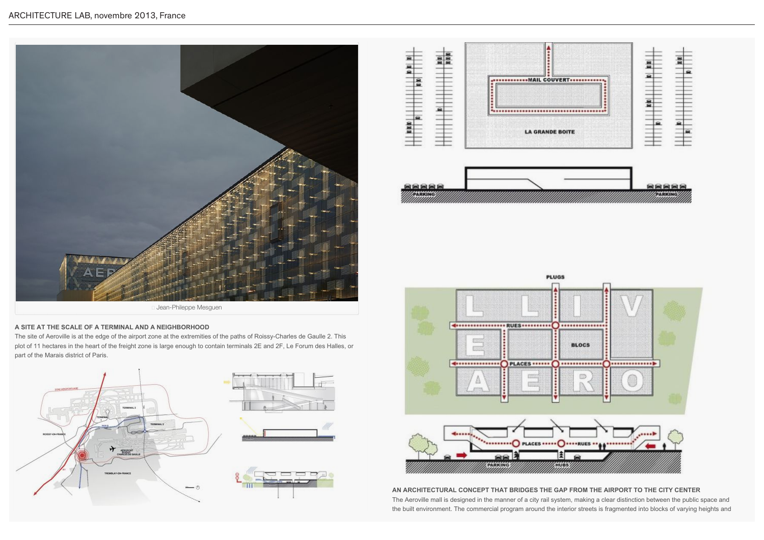ARCHITECTURE LAB, novembre 2013, France

Jean-Phileppe Mesguen

## A SITE AT THE SCALE OF A TERMINAL AND A NEIGHBORHOOD

The site of Aeroville is at the edge of the airport zone at the extremities of the paths of Roissy-Charles de Gaulle 2. This plot of 11 hectares in the heart of the freight zone is large enough to contain terminals 2E and 2F, Le Forum des Halles, or part of the Marais district of Paris.

## AN ARCHITECTURAL CONCEPT THAT BRIDGES THE GAP FROM THE AIRPORT TO THE CITY CENTER

The Aeroville mall is designed in the manner of a city rail system, making a clear distinction between the public space and the built environment. The commercial program around the interior streets is fragmented into blocks of varying heights and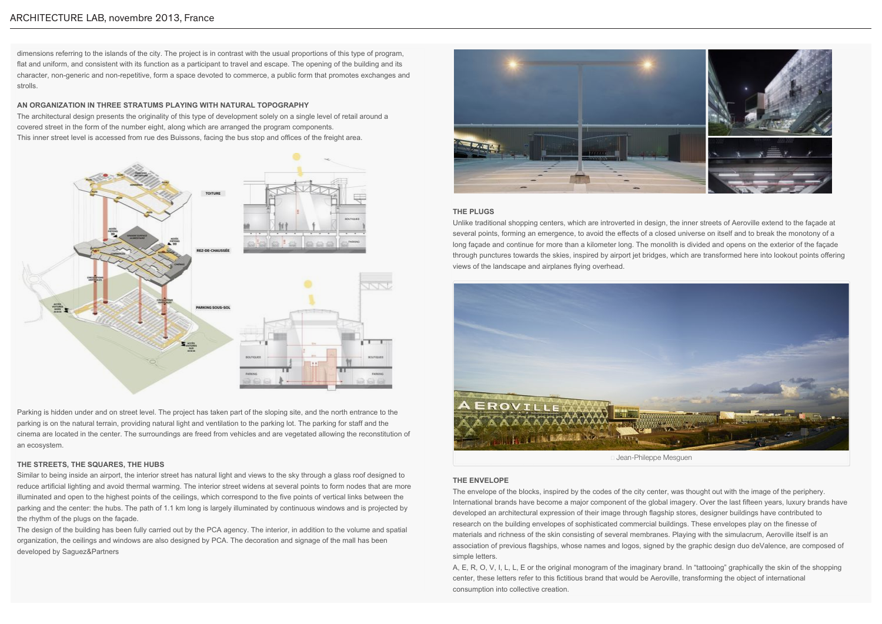dimensions referring to the islands of the city. The project is in contrast with the usual proportions of this type of program, flat and uniform, and consistent with its function as a participant to travel and escape. The opening of the building and its character, non-generic and non-repetitive, form a space devoted to commerce, a public form that promotes exchanges and strolls.

### AN ORGANIZATION IN THREE STRATUMS PLAYING WITH NATURAL TOPOGRAPHY

The architectural design presents the originality of this type of development solely on a single level of retail around a covered street in the form of the number eight, along which are arranged the program components.
This inner street level is accessed from rue des Buissons, facing the bus stop and offices of the freight area.

Parking is hidden under and on street level. The project has taken part of the sloping site, and the north entrance to the parking is on the natural terrain, providing natural light and ventilation to the parking lot. The parking for staff and the cinema are located in the center. The surroundings are freed from vehicles and are vegetated allowing the reconstitution of an ecosystem.

### THE STREETS, THE SQUARES, THE HUBS

Similar to being inside an airport, the interior street has natural light and views to the sky through a glass roof designed to reduce artificial lighting and avoid thermal warming. The interior street widens at several points to form nodes that are more illuminated and open to the highest points of the ceilings, which correspond to the five points of vertical links between the parking and the center: the hubs. The path of 1.1 km long is largely illuminated by continuous windows and is projected by the rhythm of the plugs on the façade.
The design of the building has been fully carried out by the PCA agency. The interior, in addition to the volume and spatial organization, the ceilings and windows are also designed by PCA. The decoration and signage of the mall has been developed by Saguez&Partners

### THE PLUGS

Unlike traditional shopping centers, which are introverted in design, the inner streets of Aeroville extend to the façade at several points, forming an emergence, to avoid the effects of a closed universe on itself and to break the monotony of a long façade and continue for more than a kilometer long. The monolith is divided and opens on the exterior of the façade through punctures towards the skies, inspired by airport jet bridges, which are transformed here into lookout points offering views of the landscape and airplanes flying overhead.

Jean-Philippe Mesguen

### THE ENVELOPE

The envelope of the blocks, inspired by the codes of the city center, was thought out with the image of the periphery. International brands have become a major component of the global imagery. Over the last fifteen years, luxury brands have developed an architectural expression of their image through flagship stores, designer buildings have contributed to research on the building envelopes of sophisticated commercial buildings. These envelopes play on the finesse of materials and richness of the skin consisting of several membranes. Playing with the simulacrum, Aeroville itself is an association of previous flagships, whose names and logos, signed by the graphic design duo deValence, are composed of simple letters.
A, E, R, O, V, I, L, L, E or the original monogram of the imaginary brand. In "tattooing" graphically the skin of the shopping center, these letters refer to this fictitious brand that would be Aeroville, transforming the object of international consumption into collective creation.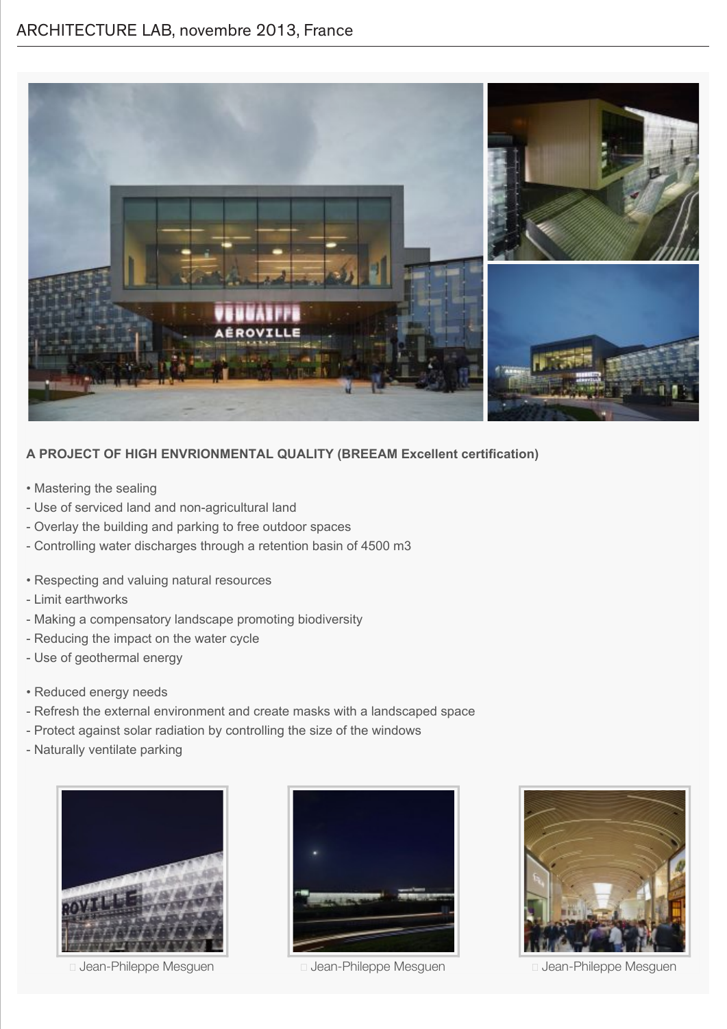ARCHITECTURE LAB, novembre 2013, France

**A PROJECT OF HIGH ENVRIONMENTAL QUALITY (BREEAM Excellent certification)**

• Mastering the sealing
- Use of serviced land and non-agricultural land
- Overlay the building and parking to free outdoor spaces
- Controlling water discharges through a retention basin of 4500 m3

• Respecting and valuing natural resources
- Limit earthworks
- Making a compensatory landscape promoting biodiversity
- Reducing the impact on the water cycle
- Use of geothermal energy

• Reduced energy needs
- Refresh the external environment and create masks with a landscaped space
- Protect against solar radiation by controlling the size of the windows
- Naturally ventilate parking

Jean-Philippe Mesguen

Jean-Philippe Mesguen

Jean-Philippe Mesguen